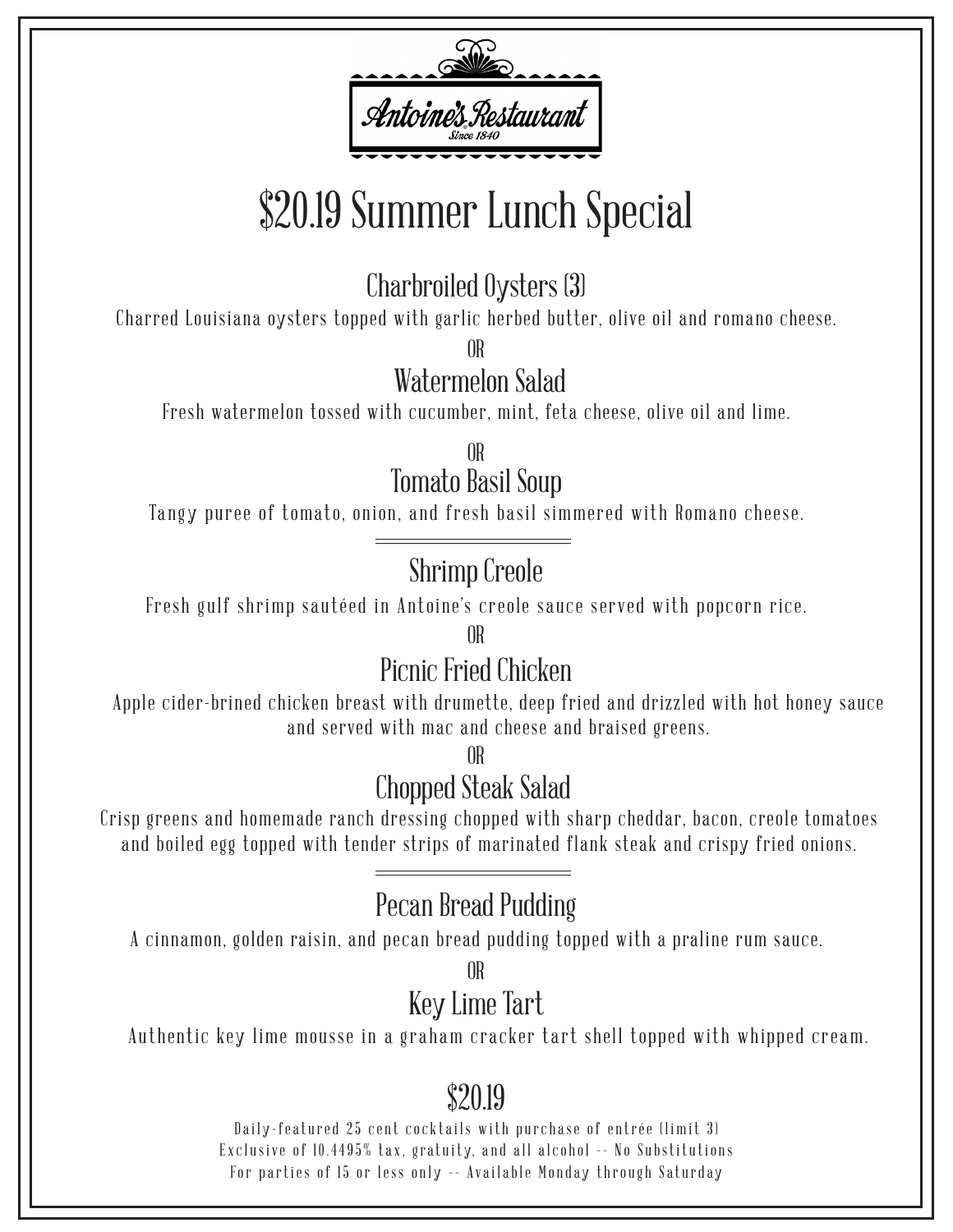Antoine's Restaurant

Since 1840

# $20.19 Summer Lunch Special

## Charbroiled Oysters (3)

Charred Louisiana oysters topped with garlic herbed butter, olive oil and romano cheese.

OR

## Watermelon Salad

Fresh watermelon tossed with cucumber, mint, feta cheese, olive oil and lime.

OR

## Tomato Basil Soup

Tangy puree of tomato, onion, and fresh basil simmered with Romano cheese.

---

## Shrimp Creole

Fresh gulf shrimp sautéed in Antoine's creole sauce served with popcorn rice.

OR

## Picnic Fried Chicken

Apple cider-brined chicken breast with drumette, deep fried and drizzled with hot honey sauce and served with mac and cheese and braised greens.

OR

## Chopped Steak Salad

Crisp greens and homemade ranch dressing chopped with sharp cheddar, bacon, creole tomatoes and boiled egg topped with tender strips of marinated flank steak and crispy fried onions.

---

## Pecan Bread Pudding

A cinnamon, golden raisin, and pecan bread pudding topped with a praline rum sauce.

OR

## Key Lime Tart

Authentic key lime mousse in a graham cracker tart shell topped with whipped cream.

## $20.19

Daily-featured 25 cent cocktails with purchase of entrée (limit 3)

Exclusive of 10.4495% tax, gratuity, and all alcohol -- No Substitutions

For parties of 15 or less only -- Available Monday through Saturday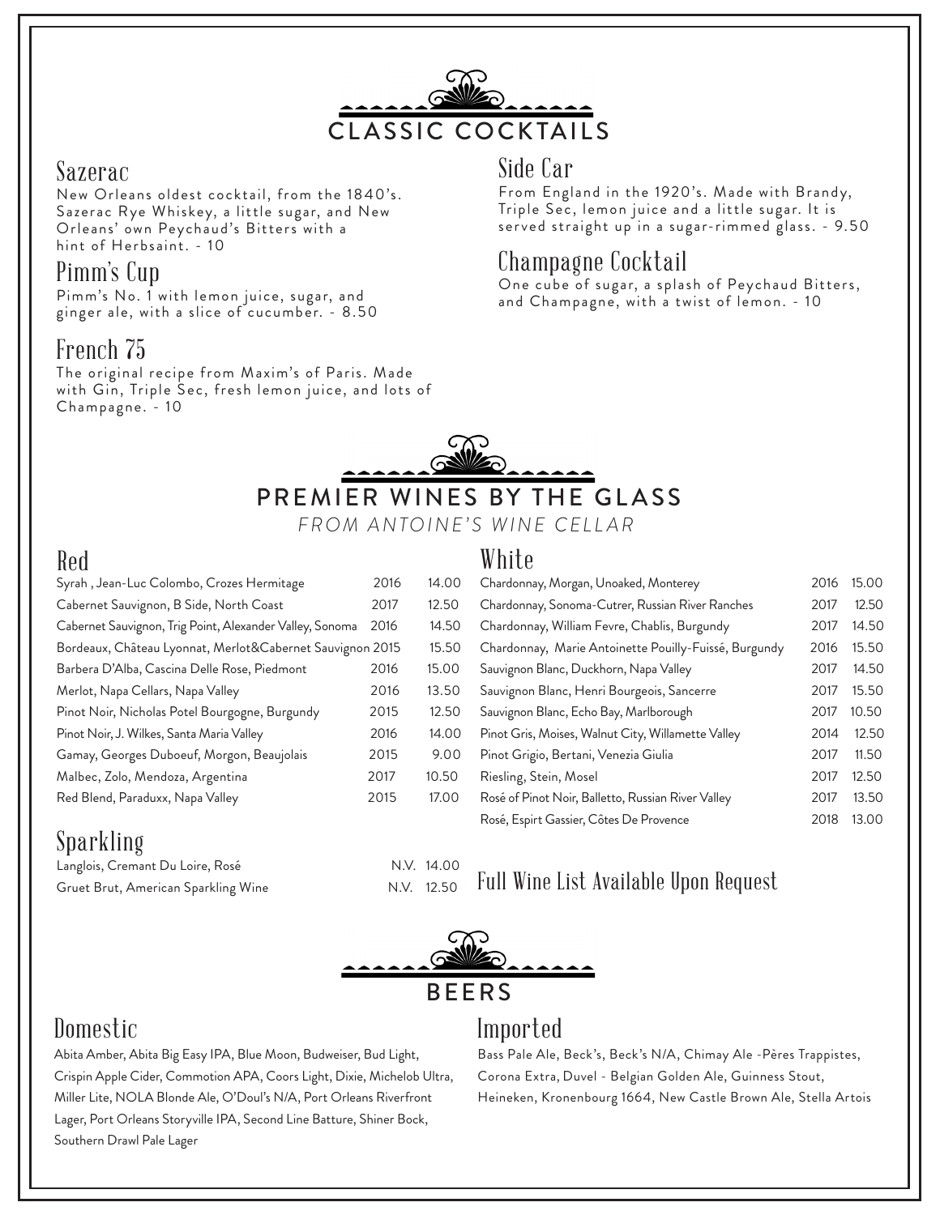# CLASSIC COCKTAILS

## Sazerac

New Orleans oldest cocktail, from the 1840's. Sazerac Rye Whiskey, a little sugar, and New Orleans' own Peychaud's Bitters with a hint of Herbsaint. - 10

## Pimm's Cup

Pimm's No. 1 with lemon juice, sugar, and ginger ale, with a slice of cucumber. - 8.50

## French 75

The original recipe from Maxim's of Paris. Made with Gin, Triple Sec, fresh lemon juice, and lots of Champagne. - 10

## Side Car

From England in the 1920's. Made with Brandy, Triple Sec, lemon juice and a little sugar. It is served straight up in a sugar-rimmed glass. - 9.50

## Champagne Cocktail

One cube of sugar, a splash of Peychaud Bitters, and Champagne, with a twist of lemon. - 10

# PREMIER WINES BY THE GLASS

*FROM ANTOINE'S WINE CELLAR*

## Red

| | | |
|---|---|---|
| Syrah , Jean-Luc Colombo, Crozes Hermitage | 2016 | 14.00 |
| Cabernet Sauvignon, B Side, North Coast | 2017 | 12.50 |
| Cabernet Sauvignon, Trig Point, Alexander Valley, Sonoma | 2016 | 14.50 |
| Bordeaux, Château Lyonnat, Merlot&Cabernet Sauvignon | 2015 | 15.50 |
| Barbera D'Alba, Cascina Delle Rose, Piedmont | 2016 | 15.00 |
| Merlot, Napa Cellars, Napa Valley | 2016 | 13.50 |
| Pinot Noir, Nicholas Potel Bourgogne, Burgundy | 2015 | 12.50 |
| Pinot Noir, J. Wilkes, Santa Maria Valley | 2016 | 14.00 |
| Gamay, Georges Duboeuf, Morgon, Beaujolais | 2015 | 9.00 |
| Malbec, Zolo, Mendoza, Argentina | 2017 | 10.50 |
| Red Blend, Paraduxx, Napa Valley | 2015 | 17.00 |

## Sparkling

| | | |
|---|---|---|
| Langlois, Cremant Du Loire, Rosé | N.V. | 14.00 |
| Gruet Brut, American Sparkling Wine | N.V. | 12.50 |

## White

| | | |
|---|---|---|
| Chardonnay, Morgan, Unoaked, Monterey | 2016 | 15.00 |
| Chardonnay, Sonoma-Cutrer, Russian River Ranches | 2017 | 12.50 |
| Chardonnay, William Fevre, Chablis, Burgundy | 2017 | 14.50 |
| Chardonnay, Marie Antoinette Pouilly-Fuissé, Burgundy | 2016 | 15.50 |
| Sauvignon Blanc, Duckhorn, Napa Valley | 2017 | 14.50 |
| Sauvignon Blanc, Henri Bourgeois, Sancerre | 2017 | 15.50 |
| Sauvignon Blanc, Echo Bay, Marlborough | 2017 | 10.50 |
| Pinot Gris, Moises, Walnut City, Willamette Valley | 2014 | 12.50 |
| Pinot Grigio, Bertani, Venezia Giulia | 2017 | 11.50 |
| Riesling, Stein, Mosel | 2017 | 12.50 |
| Rosé of Pinot Noir, Balletto, Russian River Valley | 2017 | 13.50 |
| Rosé, Espirt Gassier, Côtes De Provence | 2018 | 13.00 |

Full Wine List Available Upon Request

# BEERS

## Domestic

Abita Amber, Abita Big Easy IPA, Blue Moon, Budweiser, Bud Light, Crispin Apple Cider, Commotion APA, Coors Light, Dixie, Michelob Ultra, Miller Lite, NOLA Blonde Ale, O'Doul's N/A, Port Orleans Riverfront Lager, Port Orleans Storyville IPA, Second Line Batture, Shiner Bock, Southern Drawl Pale Lager

## Imported

Bass Pale Ale, Beck's, Beck's N/A, Chimay Ale -Pères Trappistes, Corona Extra, Duvel - Belgian Golden Ale, Guinness Stout, Heineken, Kronenbourg 1664, New Castle Brown Ale, Stella Artois